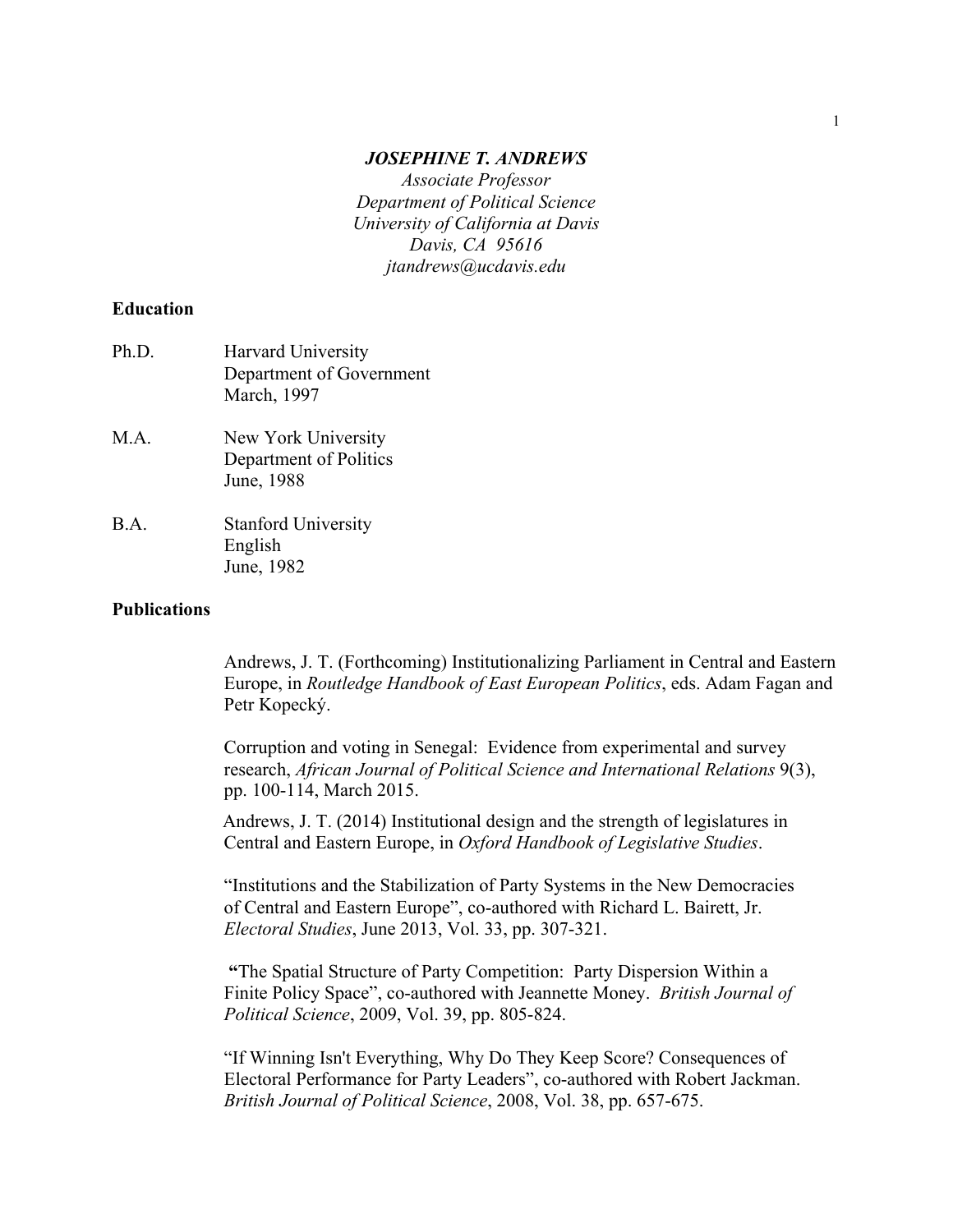***JOSEPHINE T. ANDREWS***

*Associate Professor*
*Department of Political Science*
*University of California at Davis*
*Davis, CA 95616*
*jtandrews@ucdavis.edu*

## Education

Ph.D. Harvard University
Department of Government
March, 1997

M.A. New York University
Department of Politics
June, 1988

B.A. Stanford University
English
June, 1982

## Publications

Andrews, J. T. (Forthcoming) Institutionalizing Parliament in Central and Eastern Europe, in *Routledge Handbook of East European Politics*, eds. Adam Fagan and Petr Kopecký.

Corruption and voting in Senegal: Evidence from experimental and survey research, *African Journal of Political Science and International Relations* 9(3), pp. 100-114, March 2015.

Andrews, J. T. (2014) Institutional design and the strength of legislatures in Central and Eastern Europe, in *Oxford Handbook of Legislative Studies*.

"Institutions and the Stabilization of Party Systems in the New Democracies of Central and Eastern Europe", co-authored with Richard L. Bairett, Jr. *Electoral Studies*, June 2013, Vol. 33, pp. 307-321.

**"**The Spatial Structure of Party Competition: Party Dispersion Within a Finite Policy Space", co-authored with Jeannette Money. *British Journal of Political Science*, 2009, Vol. 39, pp. 805-824.

"If Winning Isn't Everything, Why Do They Keep Score? Consequences of Electoral Performance for Party Leaders", co-authored with Robert Jackman. *British Journal of Political Science*, 2008, Vol. 38, pp. 657-675.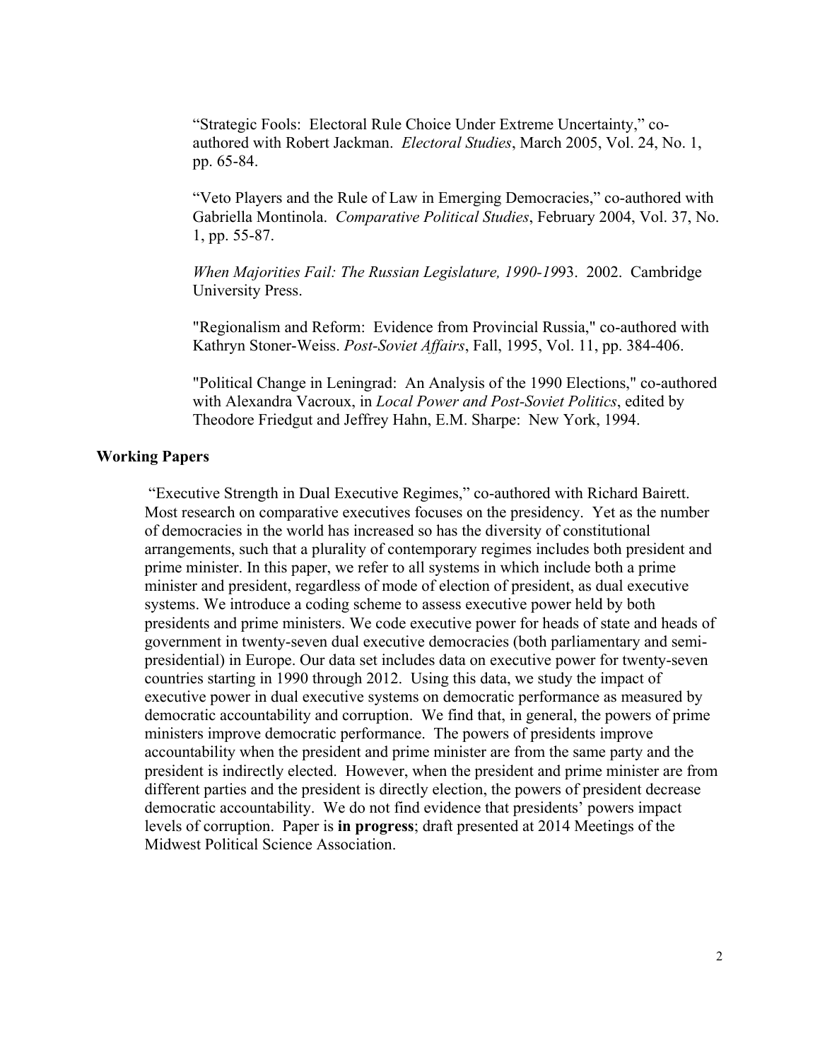"Strategic Fools: Electoral Rule Choice Under Extreme Uncertainty," co-authored with Robert Jackman. *Electoral Studies*, March 2005, Vol. 24, No. 1, pp. 65-84.

"Veto Players and the Rule of Law in Emerging Democracies," co-authored with Gabriella Montinola. *Comparative Political Studies*, February 2004, Vol. 37, No. 1, pp. 55-87.

*When Majorities Fail: The Russian Legislature, 1990-19*93. 2002. Cambridge University Press.

"Regionalism and Reform: Evidence from Provincial Russia," co-authored with Kathryn Stoner-Weiss. *Post-Soviet Affairs*, Fall, 1995, Vol. 11, pp. 384-406.

"Political Change in Leningrad: An Analysis of the 1990 Elections," co-authored with Alexandra Vacroux, in *Local Power and Post-Soviet Politics*, edited by Theodore Friedgut and Jeffrey Hahn, E.M. Sharpe: New York, 1994.

## Working Papers

"Executive Strength in Dual Executive Regimes," co-authored with Richard Bairett. Most research on comparative executives focuses on the presidency. Yet as the number of democracies in the world has increased so has the diversity of constitutional arrangements, such that a plurality of contemporary regimes includes both president and prime minister. In this paper, we refer to all systems in which include both a prime minister and president, regardless of mode of election of president, as dual executive systems. We introduce a coding scheme to assess executive power held by both presidents and prime ministers. We code executive power for heads of state and heads of government in twenty-seven dual executive democracies (both parliamentary and semi-presidential) in Europe. Our data set includes data on executive power for twenty-seven countries starting in 1990 through 2012. Using this data, we study the impact of executive power in dual executive systems on democratic performance as measured by democratic accountability and corruption. We find that, in general, the powers of prime ministers improve democratic performance. The powers of presidents improve accountability when the president and prime minister are from the same party and the president is indirectly elected. However, when the president and prime minister are from different parties and the president is directly election, the powers of president decrease democratic accountability. We do not find evidence that presidents' powers impact levels of corruption. Paper is **in progress**; draft presented at 2014 Meetings of the Midwest Political Science Association.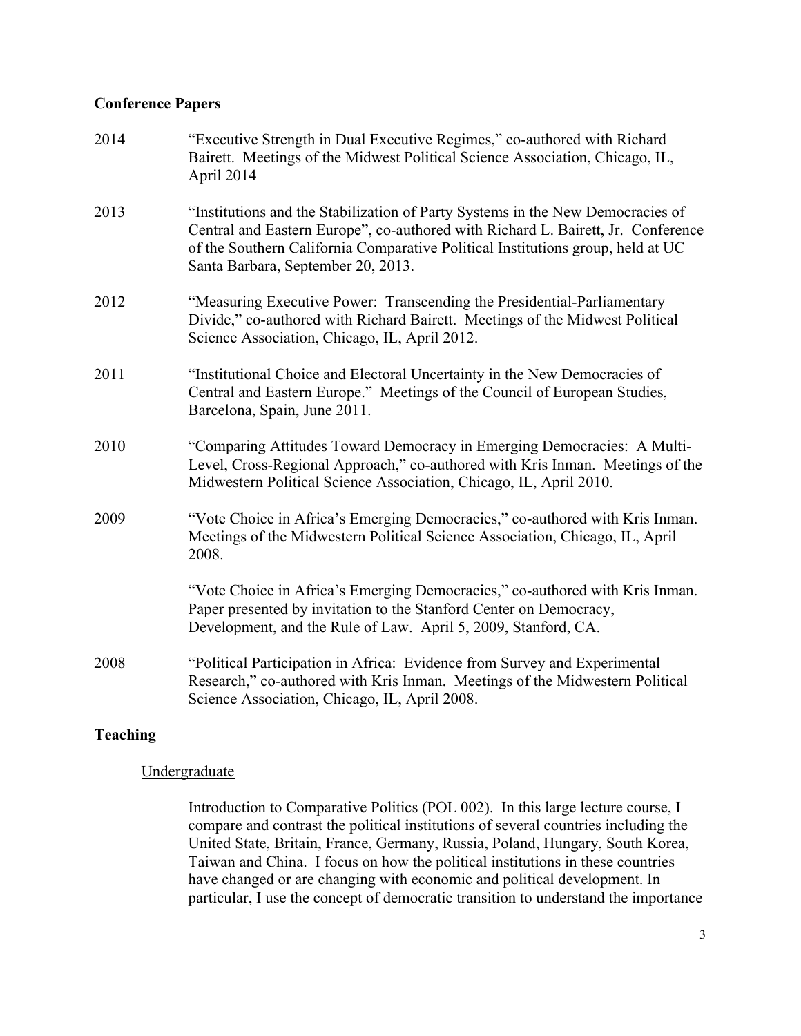## Conference Papers

2014 "Executive Strength in Dual Executive Regimes," co-authored with Richard Bairett. Meetings of the Midwest Political Science Association, Chicago, IL, April 2014

2013 "Institutions and the Stabilization of Party Systems in the New Democracies of Central and Eastern Europe", co-authored with Richard L. Bairett, Jr. Conference of the Southern California Comparative Political Institutions group, held at UC Santa Barbara, September 20, 2013.

2012 "Measuring Executive Power: Transcending the Presidential-Parliamentary Divide," co-authored with Richard Bairett. Meetings of the Midwest Political Science Association, Chicago, IL, April 2012.

2011 "Institutional Choice and Electoral Uncertainty in the New Democracies of Central and Eastern Europe." Meetings of the Council of European Studies, Barcelona, Spain, June 2011.

2010 "Comparing Attitudes Toward Democracy in Emerging Democracies: A Multi-Level, Cross-Regional Approach," co-authored with Kris Inman. Meetings of the Midwestern Political Science Association, Chicago, IL, April 2010.

2009 "Vote Choice in Africa's Emerging Democracies," co-authored with Kris Inman. Meetings of the Midwestern Political Science Association, Chicago, IL, April 2008.

"Vote Choice in Africa's Emerging Democracies," co-authored with Kris Inman. Paper presented by invitation to the Stanford Center on Democracy, Development, and the Rule of Law. April 5, 2009, Stanford, CA.

2008 "Political Participation in Africa: Evidence from Survey and Experimental Research," co-authored with Kris Inman. Meetings of the Midwestern Political Science Association, Chicago, IL, April 2008.

## Teaching

### Undergraduate

Introduction to Comparative Politics (POL 002). In this large lecture course, I compare and contrast the political institutions of several countries including the United State, Britain, France, Germany, Russia, Poland, Hungary, South Korea, Taiwan and China. I focus on how the political institutions in these countries have changed or are changing with economic and political development. In particular, I use the concept of democratic transition to understand the importance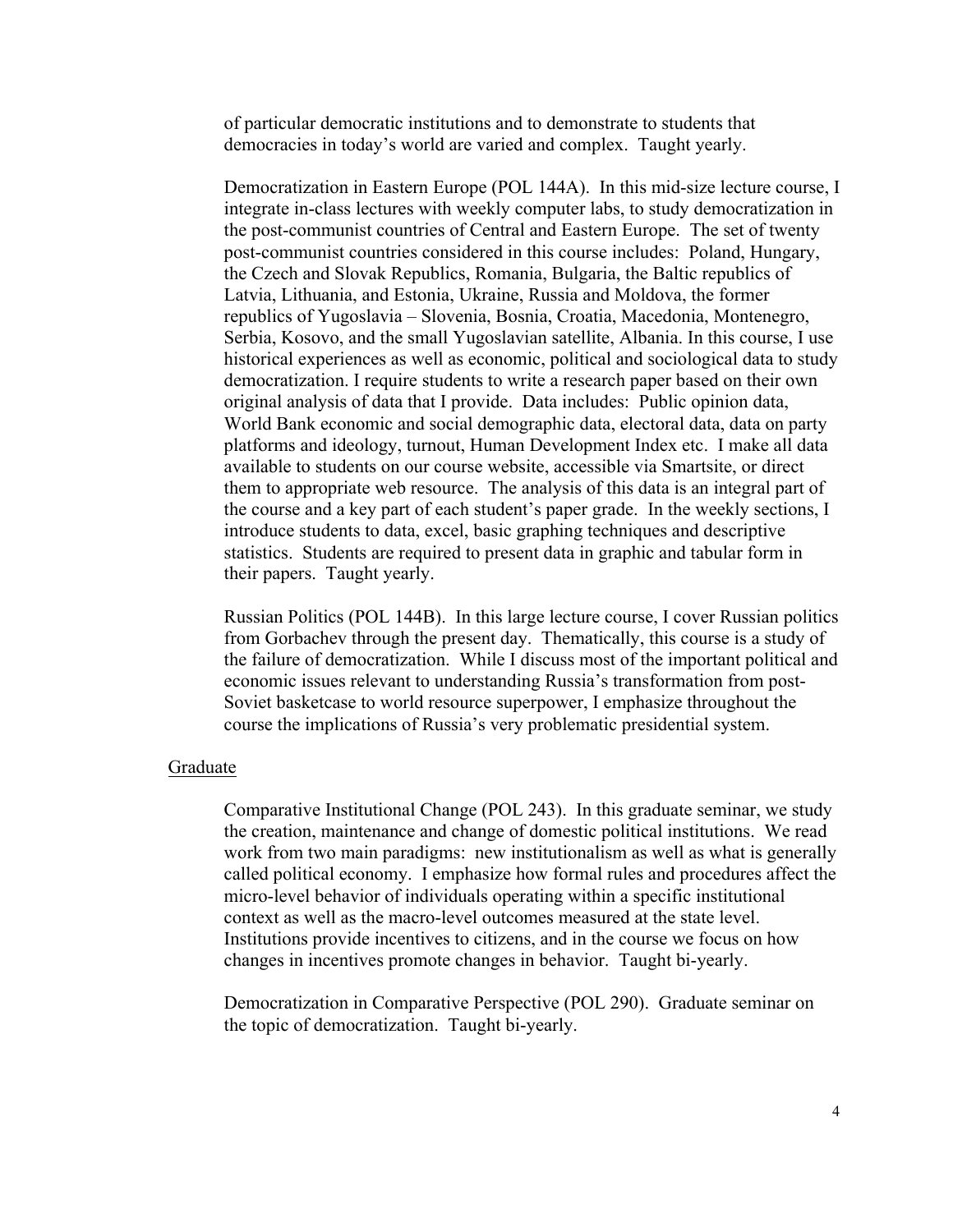of particular democratic institutions and to demonstrate to students that democracies in today's world are varied and complex. Taught yearly.

Democratization in Eastern Europe (POL 144A). In this mid-size lecture course, I integrate in-class lectures with weekly computer labs, to study democratization in the post-communist countries of Central and Eastern Europe. The set of twenty post-communist countries considered in this course includes: Poland, Hungary, the Czech and Slovak Republics, Romania, Bulgaria, the Baltic republics of Latvia, Lithuania, and Estonia, Ukraine, Russia and Moldova, the former republics of Yugoslavia – Slovenia, Bosnia, Croatia, Macedonia, Montenegro, Serbia, Kosovo, and the small Yugoslavian satellite, Albania. In this course, I use historical experiences as well as economic, political and sociological data to study democratization. I require students to write a research paper based on their own original analysis of data that I provide. Data includes: Public opinion data, World Bank economic and social demographic data, electoral data, data on party platforms and ideology, turnout, Human Development Index etc. I make all data available to students on our course website, accessible via Smartsite, or direct them to appropriate web resource. The analysis of this data is an integral part of the course and a key part of each student's paper grade. In the weekly sections, I introduce students to data, excel, basic graphing techniques and descriptive statistics. Students are required to present data in graphic and tabular form in their papers. Taught yearly.

Russian Politics (POL 144B). In this large lecture course, I cover Russian politics from Gorbachev through the present day. Thematically, this course is a study of the failure of democratization. While I discuss most of the important political and economic issues relevant to understanding Russia's transformation from post-Soviet basketcase to world resource superpower, I emphasize throughout the course the implications of Russia's very problematic presidential system.

<u>Graduate</u>

Comparative Institutional Change (POL 243). In this graduate seminar, we study the creation, maintenance and change of domestic political institutions. We read work from two main paradigms: new institutionalism as well as what is generally called political economy. I emphasize how formal rules and procedures affect the micro-level behavior of individuals operating within a specific institutional context as well as the macro-level outcomes measured at the state level. Institutions provide incentives to citizens, and in the course we focus on how changes in incentives promote changes in behavior. Taught bi-yearly.

Democratization in Comparative Perspective (POL 290). Graduate seminar on the topic of democratization. Taught bi-yearly.